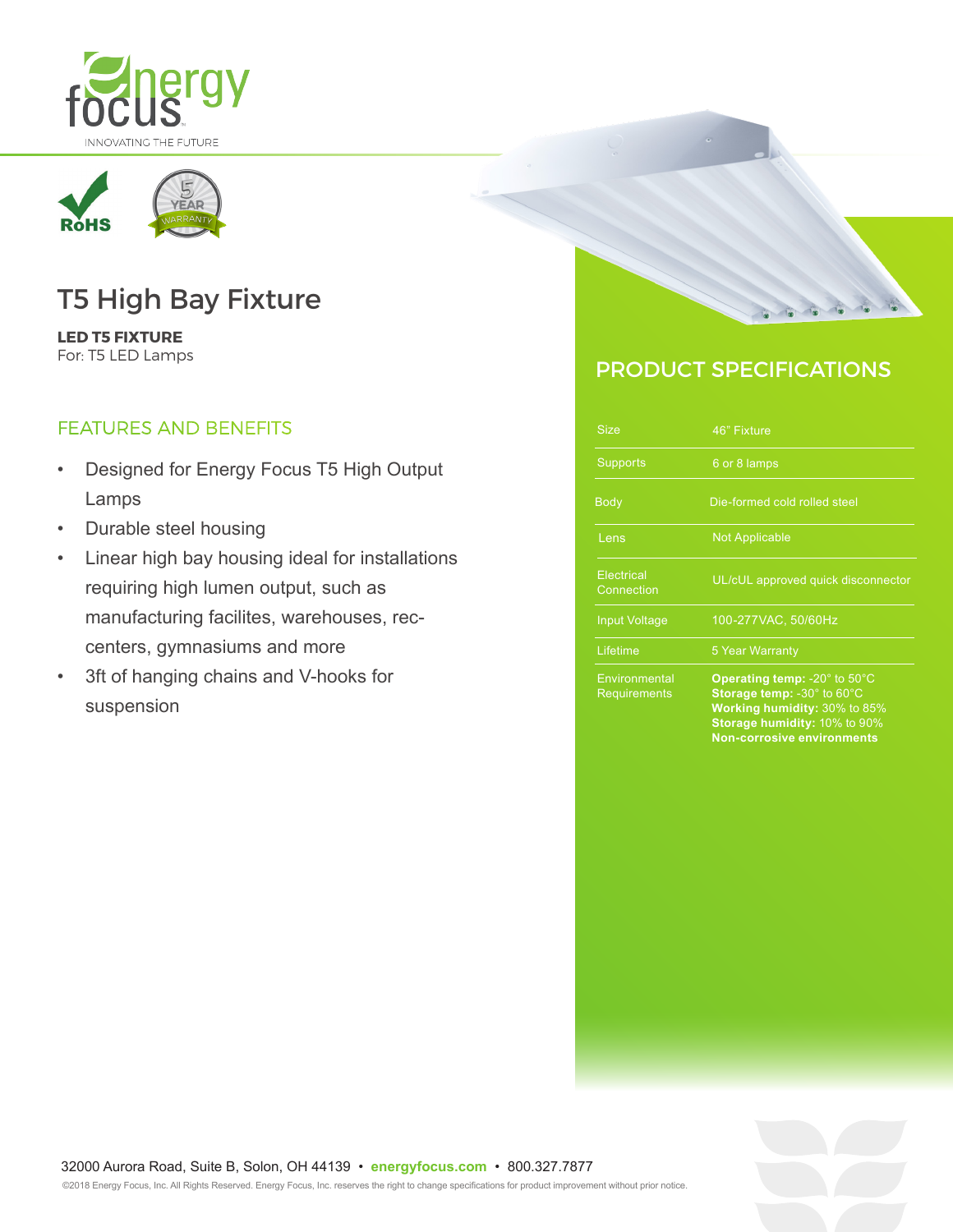energy focus

INNOVATING THE FUTURE

RoHS

5 YEAR WARRANTY

# T5 High Bay Fixture

**LED T5 FIXTURE**
For: T5 LED Lamps

## FEATURES AND BENEFITS

- Designed for Energy Focus T5 High Output Lamps
- Durable steel housing
- Linear high bay housing ideal for installations requiring high lumen output, such as manufacturing facilites, warehouses, rec-centers, gymnasiums and more
- 3ft of hanging chains and V-hooks for suspension

## PRODUCT SPECIFICATIONS

| | |
|---|---|
| Size | 46" Fixture |
| Supports | 6 or 8 lamps |
| Body | Die-formed cold rolled steel |
| Lens | Not Applicable |
| Electrical Connection | UL/cUL approved quick disconnector |
| Input Voltage | 100-277VAC, 50/60Hz |
| Lifetime | 5 Year Warranty |
| Environmental Requirements | **Operating temp:** -20° to 50°C<br>**Storage temp:** -30° to 60°C<br>**Working humidity:** 30% to 85%<br>**Storage humidity:** 10% to 90%<br>**Non-corrosive environments** |

32000 Aurora Road, Suite B, Solon, OH 44139 • **energyfocus.com** • 800.327.7877

©2018 Energy Focus, Inc. All Rights Reserved. Energy Focus, Inc. reserves the right to change specifications for product improvement without prior notice.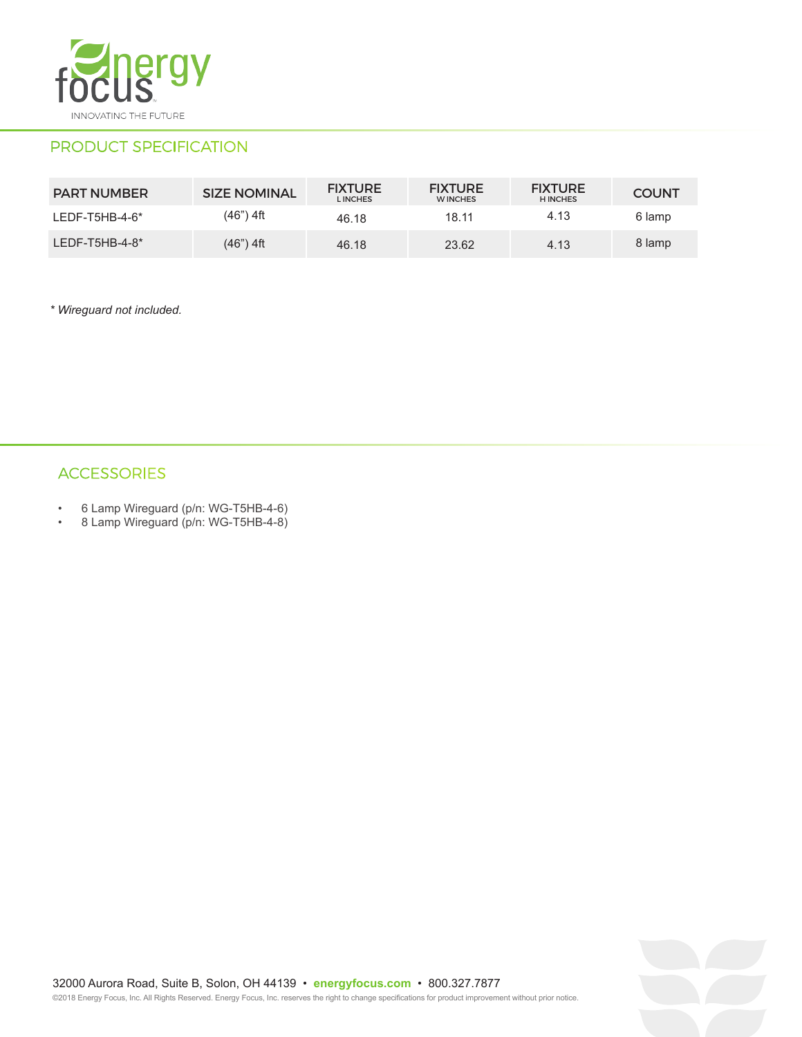## PRODUCT SPECIFICATION

| PART NUMBER | SIZE NOMINAL | FIXTURE L INCHES | FIXTURE W INCHES | FIXTURE H INCHES | COUNT |
|---|---|---|---|---|---|
| LEDF-T5HB-4-6* | (46") 4ft | 46.18 | 18.11 | 4.13 | 6 lamp |
| LEDF-T5HB-4-8* | (46") 4ft | 46.18 | 23.62 | 4.13 | 8 lamp |

*\* Wireguard not included.*

## ACCESSORIES

- 6 Lamp Wireguard (p/n: WG-T5HB-4-6)
- 8 Lamp Wireguard (p/n: WG-T5HB-4-8)

32000 Aurora Road, Suite B, Solon, OH 44139 • **energyfocus.com** • 800.327.7877

©2018 Energy Focus, Inc. All Rights Reserved. Energy Focus, Inc. reserves the right to change specifications for product improvement without prior notice.